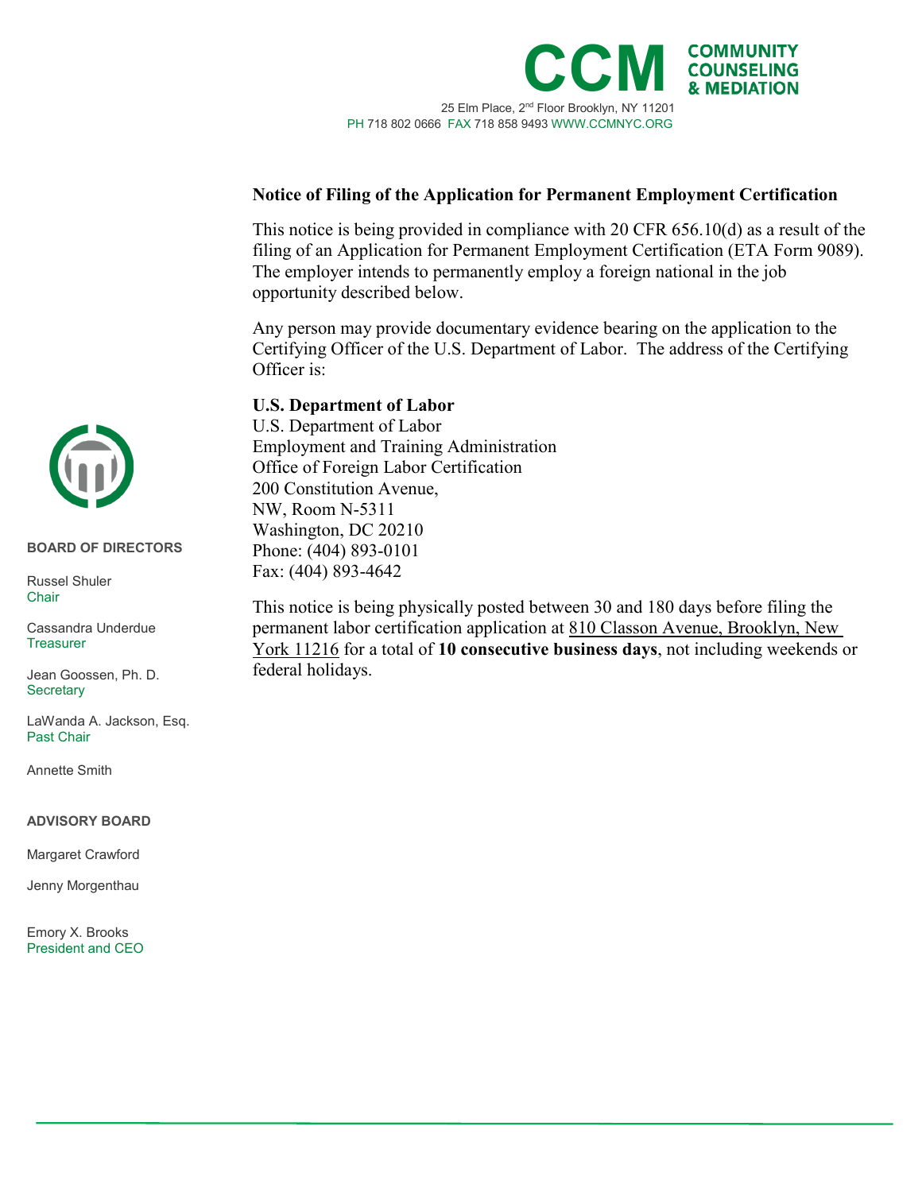**CCM COMMUNITY COUNSELING & MEDIATION**

25 Elm Place, 2nd Floor Brooklyn, NY 11201
PH 718 802 0666 FAX 718 858 9493 WWW.CCMNYC.ORG

**BOARD OF DIRECTORS**

Russel Shuler
Chair

Cassandra Underdue
Treasurer

Jean Goossen, Ph. D.
Secretary

LaWanda A. Jackson, Esq.
Past Chair

Annette Smith

**ADVISORY BOARD**

Margaret Crawford

Jenny Morgenthau

Emory X. Brooks
President and CEO

## Notice of Filing of the Application for Permanent Employment Certification

This notice is being provided in compliance with 20 CFR 656.10(d) as a result of the filing of an Application for Permanent Employment Certification (ETA Form 9089). The employer intends to permanently employ a foreign national in the job opportunity described below.

Any person may provide documentary evidence bearing on the application to the Certifying Officer of the U.S. Department of Labor. The address of the Certifying Officer is:

**U.S. Department of Labor**
U.S. Department of Labor
Employment and Training Administration
Office of Foreign Labor Certification
200 Constitution Avenue,
NW, Room N-5311
Washington, DC 20210
Phone: (404) 893-0101
Fax: (404) 893-4642

This notice is being physically posted between 30 and 180 days before filing the permanent labor certification application at 810 Classon Avenue, Brooklyn, New York 11216 for a total of **10 consecutive business days**, not including weekends or federal holidays.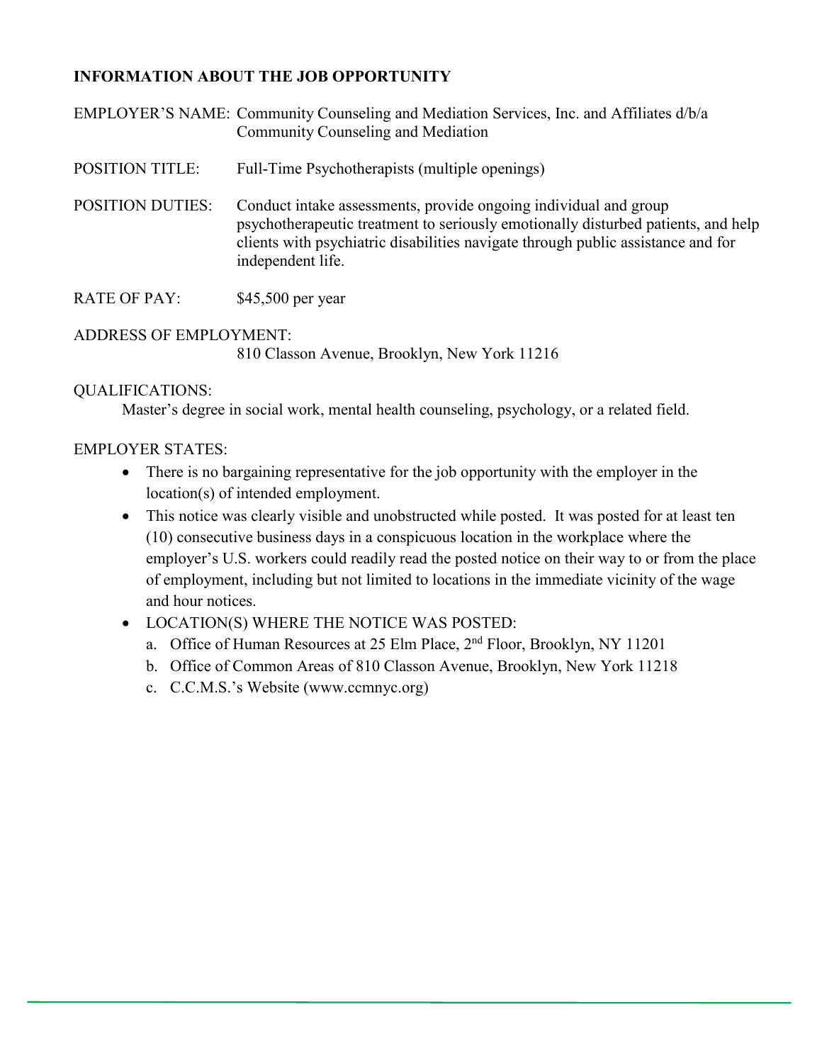**INFORMATION ABOUT THE JOB OPPORTUNITY**

EMPLOYER'S NAME: Community Counseling and Mediation Services, Inc. and Affiliates d/b/a Community Counseling and Mediation

POSITION TITLE: Full-Time Psychotherapists (multiple openings)

POSITION DUTIES: Conduct intake assessments, provide ongoing individual and group psychotherapeutic treatment to seriously emotionally disturbed patients, and help clients with psychiatric disabilities navigate through public assistance and for independent life.

RATE OF PAY: $45,500 per year

ADDRESS OF EMPLOYMENT:
810 Classon Avenue, Brooklyn, New York 11216

QUALIFICATIONS:
Master's degree in social work, mental health counseling, psychology, or a related field.

EMPLOYER STATES:

- There is no bargaining representative for the job opportunity with the employer in the location(s) of intended employment.
- This notice was clearly visible and unobstructed while posted. It was posted for at least ten (10) consecutive business days in a conspicuous location in the workplace where the employer's U.S. workers could readily read the posted notice on their way to or from the place of employment, including but not limited to locations in the immediate vicinity of the wage and hour notices.
- LOCATION(S) WHERE THE NOTICE WAS POSTED:
  a. Office of Human Resources at 25 Elm Place, 2nd Floor, Brooklyn, NY 11201
  b. Office of Common Areas of 810 Classon Avenue, Brooklyn, New York 11218
  c. C.C.M.S.'s Website (www.ccmnyc.org)